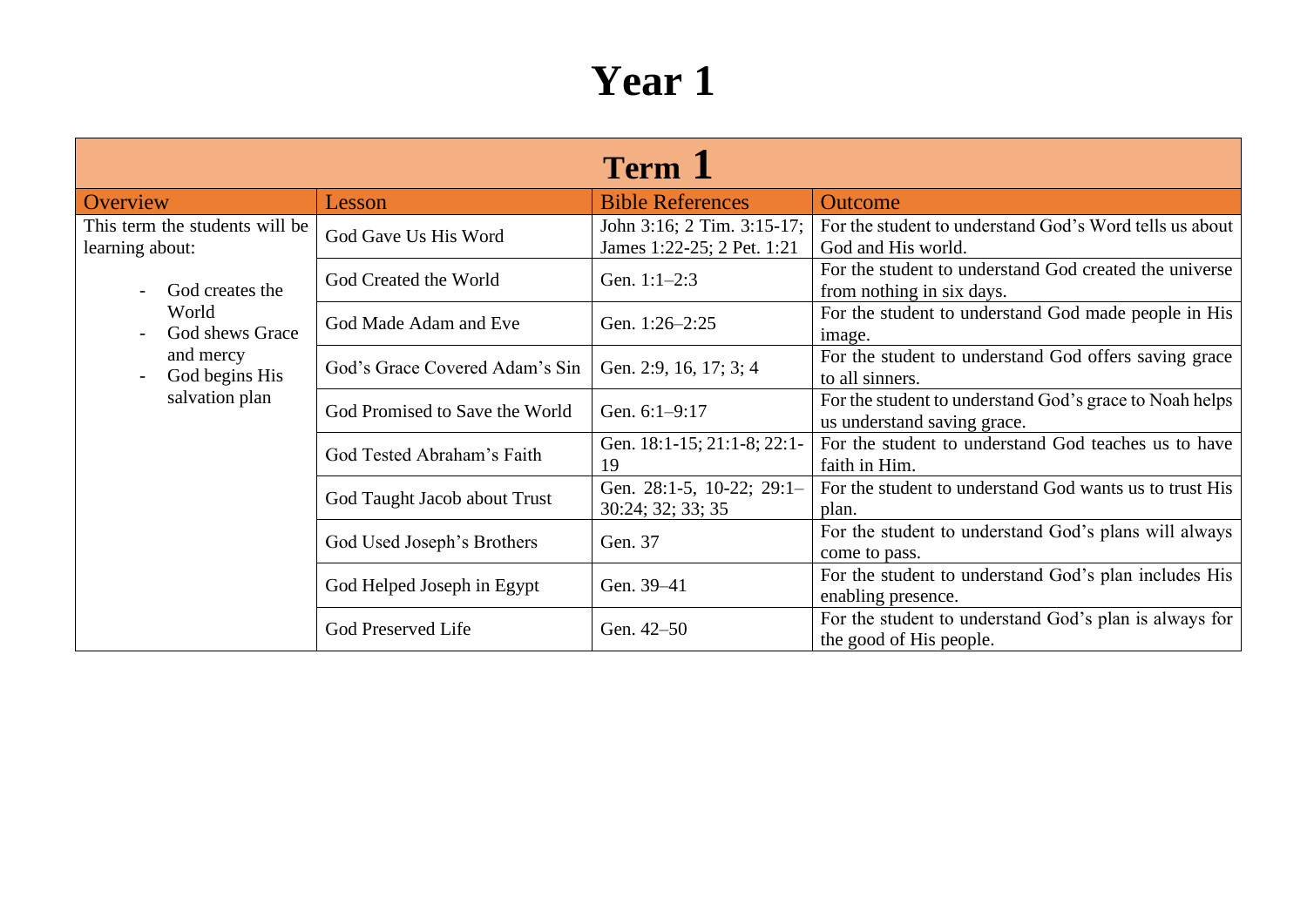# Year 1

| Term 1 | | | |
|---|---|---|---|
| **Overview** | **Lesson** | **Bible References** | **Outcome** |
| This term the students will be learning about:<br><br>- God creates the World<br>- God shews Grace and mercy<br>- God begins His salvation plan | God Gave Us His Word | John 3:16; 2 Tim. 3:15-17; James 1:22-25; 2 Pet. 1:21 | For the student to understand God's Word tells us about God and His world. |
| | God Created the World | Gen. 1:1–2:3 | For the student to understand God created the universe from nothing in six days. |
| | God Made Adam and Eve | Gen. 1:26–2:25 | For the student to understand God made people in His image. |
| | God's Grace Covered Adam's Sin | Gen. 2:9, 16, 17; 3; 4 | For the student to understand God offers saving grace to all sinners. |
| | God Promised to Save the World | Gen. 6:1–9:17 | For the student to understand God's grace to Noah helps us understand saving grace. |
| | God Tested Abraham's Faith | Gen. 18:1-15; 21:1-8; 22:1-19 | For the student to understand God teaches us to have faith in Him. |
| | God Taught Jacob about Trust | Gen. 28:1-5, 10-22; 29:1–30:24; 32; 33; 35 | For the student to understand God wants us to trust His plan. |
| | God Used Joseph's Brothers | Gen. 37 | For the student to understand God's plans will always come to pass. |
| | God Helped Joseph in Egypt | Gen. 39–41 | For the student to understand God's plan includes His enabling presence. |
| | God Preserved Life | Gen. 42–50 | For the student to understand God's plan is always for the good of His people. |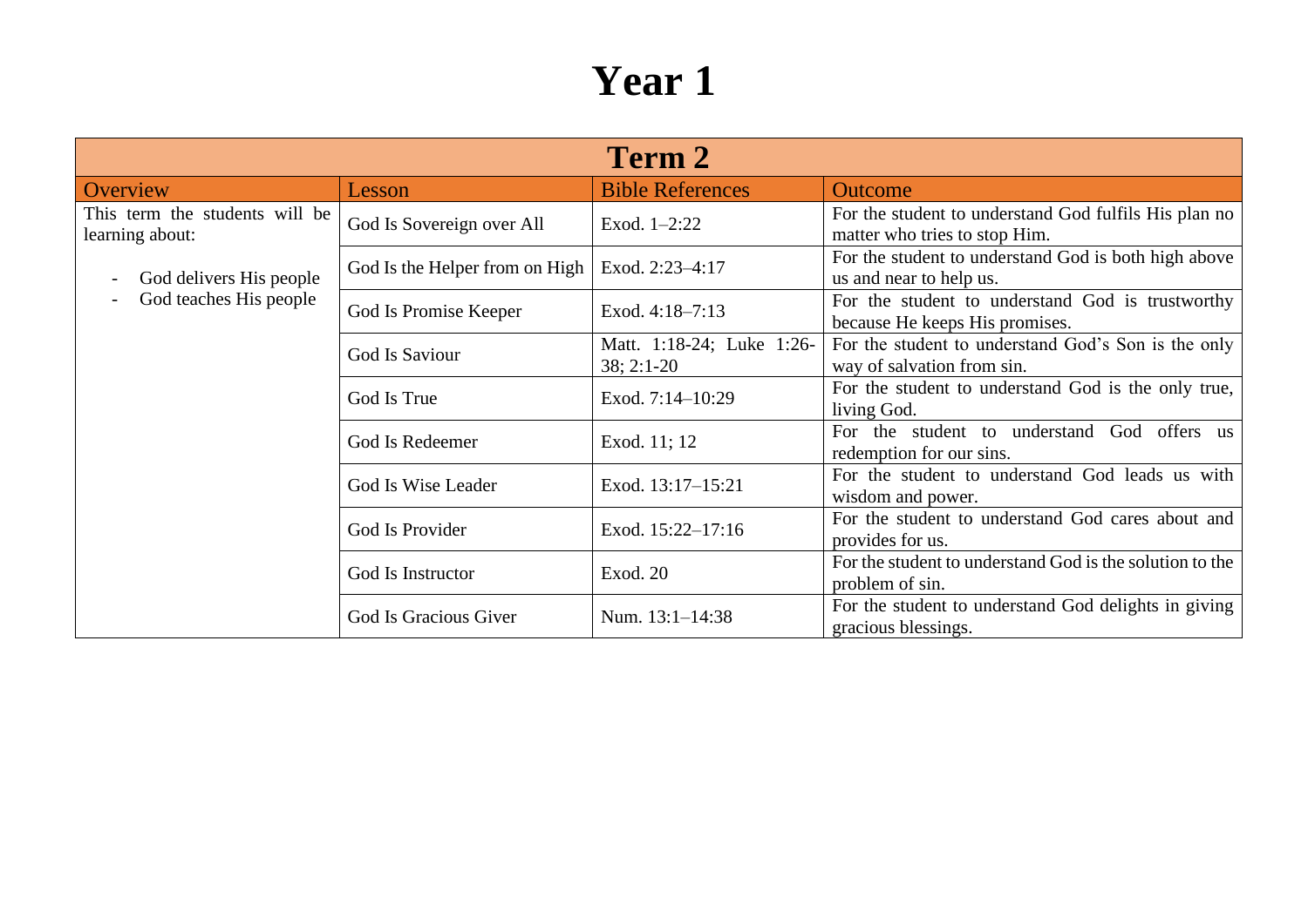# Year 1

| Term 2 | | | |
|---|---|---|---|
| **Overview** | **Lesson** | **Bible References** | **Outcome** |
| This term the students will be learning about:<br><br>- God delivers His people<br>- God teaches His people | God Is Sovereign over All | Exod. 1–2:22 | For the student to understand God fulfils His plan no matter who tries to stop Him. |
| | God Is the Helper from on High | Exod. 2:23–4:17 | For the student to understand God is both high above us and near to help us. |
| | God Is Promise Keeper | Exod. 4:18–7:13 | For the student to understand God is trustworthy because He keeps His promises. |
| | God Is Saviour | Matt. 1:18-24; Luke 1:26-38; 2:1-20 | For the student to understand God's Son is the only way of salvation from sin. |
| | God Is True | Exod. 7:14–10:29 | For the student to understand God is the only true, living God. |
| | God Is Redeemer | Exod. 11; 12 | For the student to understand God offers us redemption for our sins. |
| | God Is Wise Leader | Exod. 13:17–15:21 | For the student to understand God leads us with wisdom and power. |
| | God Is Provider | Exod. 15:22–17:16 | For the student to understand God cares about and provides for us. |
| | God Is Instructor | Exod. 20 | For the student to understand God is the solution to the problem of sin. |
| | God Is Gracious Giver | Num. 13:1–14:38 | For the student to understand God delights in giving gracious blessings. |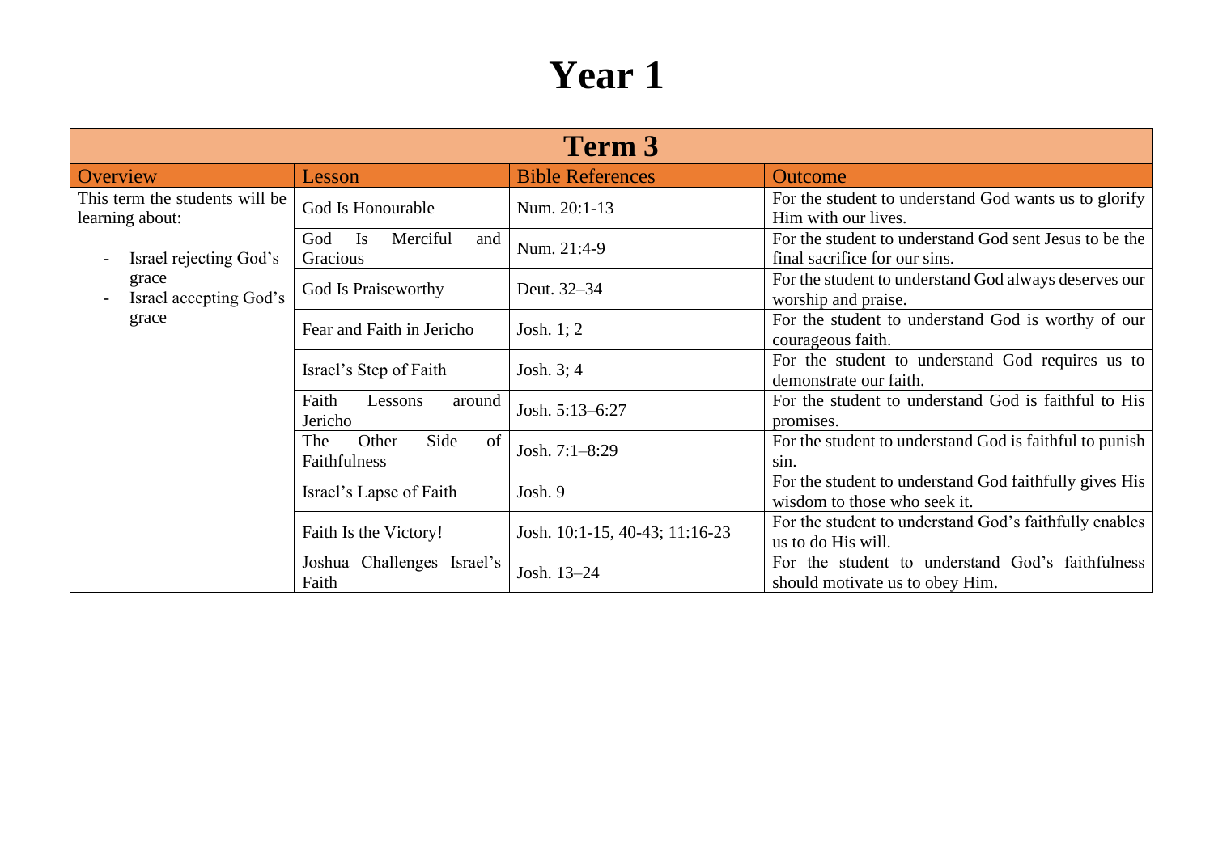# Year 1

| Term 3 | | | |
|---|---|---|---|
| **Overview** | **Lesson** | **Bible References** | **Outcome** |
| This term the students will be learning about:<br><br>- Israel rejecting God's grace<br>- Israel accepting God's grace | God Is Honourable | Num. 20:1-13 | For the student to understand God wants us to glorify Him with our lives. |
| | God Is Merciful and Gracious | Num. 21:4-9 | For the student to understand God sent Jesus to be the final sacrifice for our sins. |
| | God Is Praiseworthy | Deut. 32–34 | For the student to understand God always deserves our worship and praise. |
| | Fear and Faith in Jericho | Josh. 1; 2 | For the student to understand God is worthy of our courageous faith. |
| | Israel's Step of Faith | Josh. 3; 4 | For the student to understand God requires us to demonstrate our faith. |
| | Faith Lessons around Jericho | Josh. 5:13–6:27 | For the student to understand God is faithful to His promises. |
| | The Other Side of Faithfulness | Josh. 7:1–8:29 | For the student to understand God is faithful to punish sin. |
| | Israel's Lapse of Faith | Josh. 9 | For the student to understand God faithfully gives His wisdom to those who seek it. |
| | Faith Is the Victory! | Josh. 10:1-15, 40-43; 11:16-23 | For the student to understand God's faithfully enables us to do His will. |
| | Joshua Challenges Israel's Faith | Josh. 13–24 | For the student to understand God's faithfulness should motivate us to obey Him. |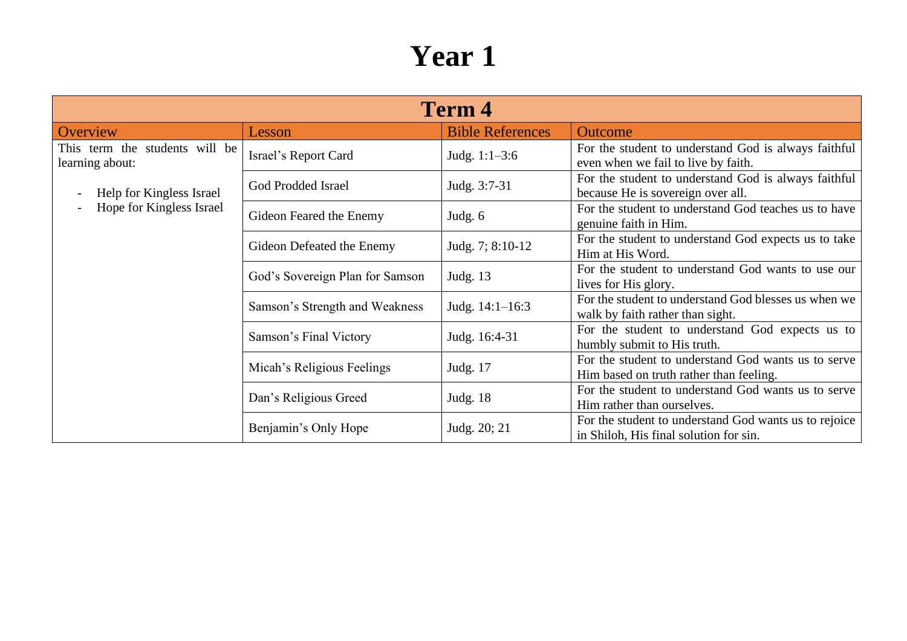# Year 1

| Term 4 | | | |
|---|---|---|---|
| **Overview** | **Lesson** | **Bible References** | **Outcome** |
| This term the students will be learning about:<br><br>- Help for Kingless Israel<br>- Hope for Kingless Israel | Israel's Report Card | Judg. 1:1–3:6 | For the student to understand God is always faithful even when we fail to live by faith. |
| | God Prodded Israel | Judg. 3:7-31 | For the student to understand God is always faithful because He is sovereign over all. |
| | Gideon Feared the Enemy | Judg. 6 | For the student to understand God teaches us to have genuine faith in Him. |
| | Gideon Defeated the Enemy | Judg. 7; 8:10-12 | For the student to understand God expects us to take Him at His Word. |
| | God's Sovereign Plan for Samson | Judg. 13 | For the student to understand God wants to use our lives for His glory. |
| | Samson's Strength and Weakness | Judg. 14:1–16:3 | For the student to understand God blesses us when we walk by faith rather than sight. |
| | Samson's Final Victory | Judg. 16:4-31 | For the student to understand God expects us to humbly submit to His truth. |
| | Micah's Religious Feelings | Judg. 17 | For the student to understand God wants us to serve Him based on truth rather than feeling. |
| | Dan's Religious Greed | Judg. 18 | For the student to understand God wants us to serve Him rather than ourselves. |
| | Benjamin's Only Hope | Judg. 20; 21 | For the student to understand God wants us to rejoice in Shiloh, His final solution for sin. |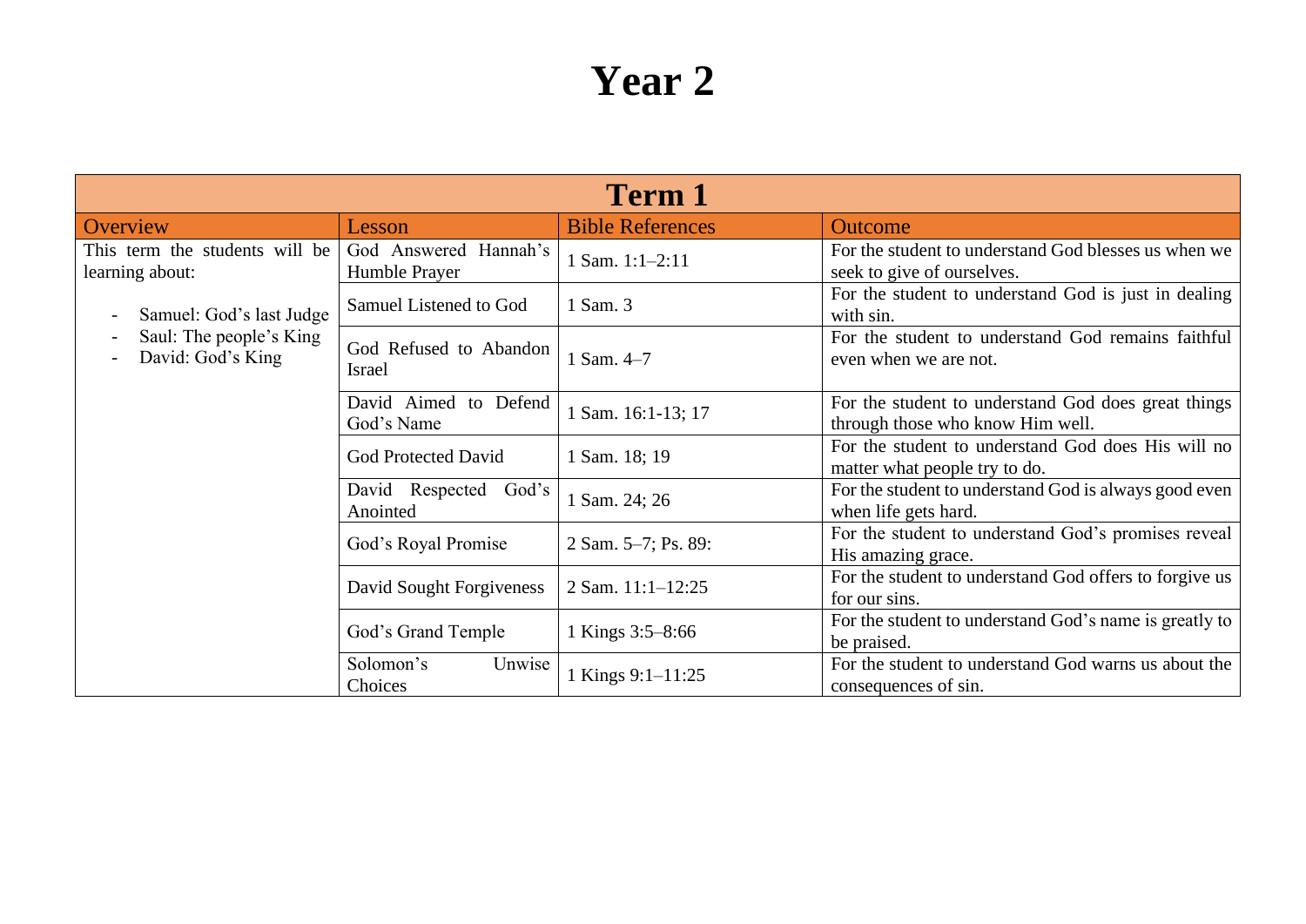# Year 2

| Term 1 | | | |
|---|---|---|---|
| **Overview** | **Lesson** | **Bible References** | **Outcome** |
| This term the students will be learning about:<br><br>- Samuel: God's last Judge<br>- Saul: The people's King<br>- David: God's King | God Answered Hannah's Humble Prayer | 1 Sam. 1:1–2:11 | For the student to understand God blesses us when we seek to give of ourselves. |
| | Samuel Listened to God | 1 Sam. 3 | For the student to understand God is just in dealing with sin. |
| | God Refused to Abandon Israel | 1 Sam. 4–7 | For the student to understand God remains faithful even when we are not. |
| | David Aimed to Defend God's Name | 1 Sam. 16:1-13; 17 | For the student to understand God does great things through those who know Him well. |
| | God Protected David | 1 Sam. 18; 19 | For the student to understand God does His will no matter what people try to do. |
| | David Respected God's Anointed | 1 Sam. 24; 26 | For the student to understand God is always good even when life gets hard. |
| | God's Royal Promise | 2 Sam. 5–7; Ps. 89: | For the student to understand God's promises reveal His amazing grace. |
| | David Sought Forgiveness | 2 Sam. 11:1–12:25 | For the student to understand God offers to forgive us for our sins. |
| | God's Grand Temple | 1 Kings 3:5–8:66 | For the student to understand God's name is greatly to be praised. |
| | Solomon's Unwise Choices | 1 Kings 9:1–11:25 | For the student to understand God warns us about the consequences of sin. |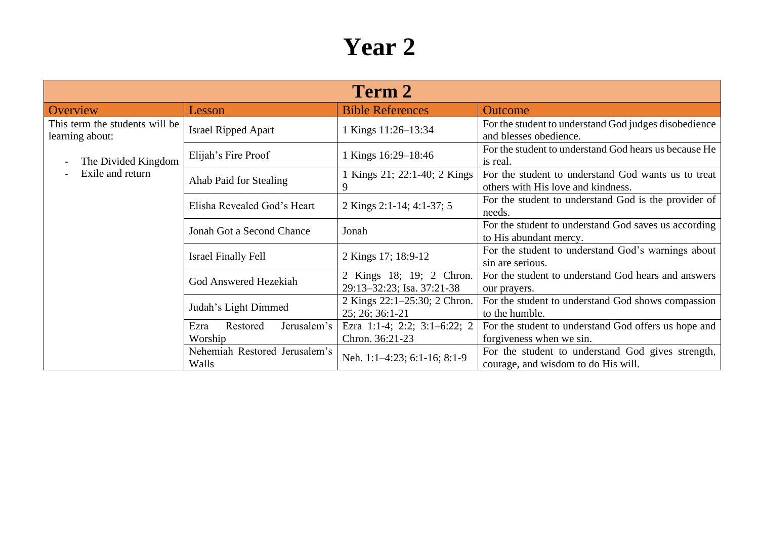# Year 2

| Term 2 | | | |
|---|---|---|---|
| **Overview** | **Lesson** | **Bible References** | **Outcome** |
| This term the students will be learning about:<br><br>- The Divided Kingdom<br>- Exile and return | Israel Ripped Apart | 1 Kings 11:26–13:34 | For the student to understand God judges disobedience and blesses obedience. |
| | Elijah's Fire Proof | 1 Kings 16:29–18:46 | For the student to understand God hears us because He is real. |
| | Ahab Paid for Stealing | 1 Kings 21; 22:1-40; 2 Kings 9 | For the student to understand God wants us to treat others with His love and kindness. |
| | Elisha Revealed God's Heart | 2 Kings 2:1-14; 4:1-37; 5 | For the student to understand God is the provider of needs. |
| | Jonah Got a Second Chance | Jonah | For the student to understand God saves us according to His abundant mercy. |
| | Israel Finally Fell | 2 Kings 17; 18:9-12 | For the student to understand God's warnings about sin are serious. |
| | God Answered Hezekiah | 2 Kings 18; 19; 2 Chron. 29:13–32:23; Isa. 37:21-38 | For the student to understand God hears and answers our prayers. |
| | Judah's Light Dimmed | 2 Kings 22:1–25:30; 2 Chron. 25; 26; 36:1-21 | For the student to understand God shows compassion to the humble. |
| | Ezra Restored Jerusalem's Worship | Ezra 1:1-4; 2:2; 3:1–6:22; 2 Chron. 36:21-23 | For the student to understand God offers us hope and forgiveness when we sin. |
| | Nehemiah Restored Jerusalem's Walls | Neh. 1:1–4:23; 6:1-16; 8:1-9 | For the student to understand God gives strength, courage, and wisdom to do His will. |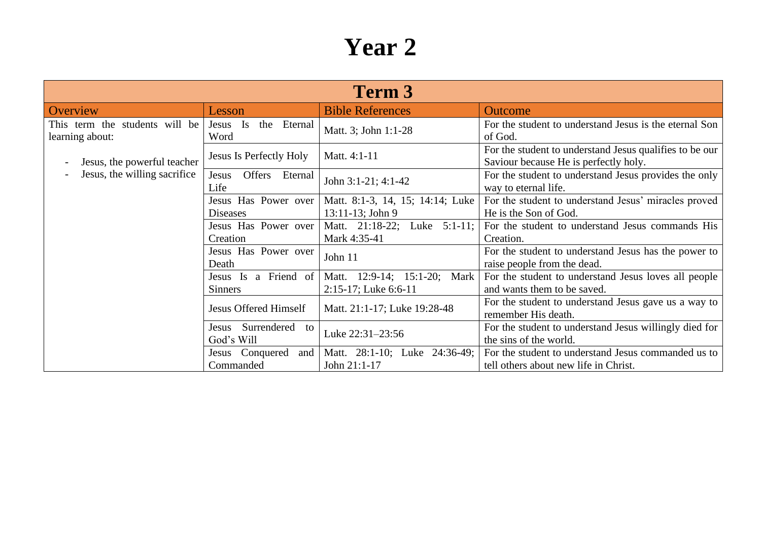# Year 2

| Term 3 | | | |
|---|---|---|---|
| Overview | Lesson | Bible References | Outcome |
| This term the students will be learning about:<br><br>- Jesus, the powerful teacher<br>- Jesus, the willing sacrifice | Jesus Is the Eternal Word | Matt. 3; John 1:1-28 | For the student to understand Jesus is the eternal Son of God. |
| | Jesus Is Perfectly Holy | Matt. 4:1-11 | For the student to understand Jesus qualifies to be our Saviour because He is perfectly holy. |
| | Jesus Offers Eternal Life | John 3:1-21; 4:1-42 | For the student to understand Jesus provides the only way to eternal life. |
| | Jesus Has Power over Diseases | Matt. 8:1-3, 14, 15; 14:14; Luke 13:11-13; John 9 | For the student to understand Jesus' miracles proved He is the Son of God. |
| | Jesus Has Power over Creation | Matt. 21:18-22; Luke 5:1-11; Mark 4:35-41 | For the student to understand Jesus commands His Creation. |
| | Jesus Has Power over Death | John 11 | For the student to understand Jesus has the power to raise people from the dead. |
| | Jesus Is a Friend of Sinners | Matt. 12:9-14; 15:1-20; Mark 2:15-17; Luke 6:6-11 | For the student to understand Jesus loves all people and wants them to be saved. |
| | Jesus Offered Himself | Matt. 21:1-17; Luke 19:28-48 | For the student to understand Jesus gave us a way to remember His death. |
| | Jesus Surrendered to God's Will | Luke 22:31–23:56 | For the student to understand Jesus willingly died for the sins of the world. |
| | Jesus Conquered and Commanded | Matt. 28:1-10; Luke 24:36-49; John 21:1-17 | For the student to understand Jesus commanded us to tell others about new life in Christ. |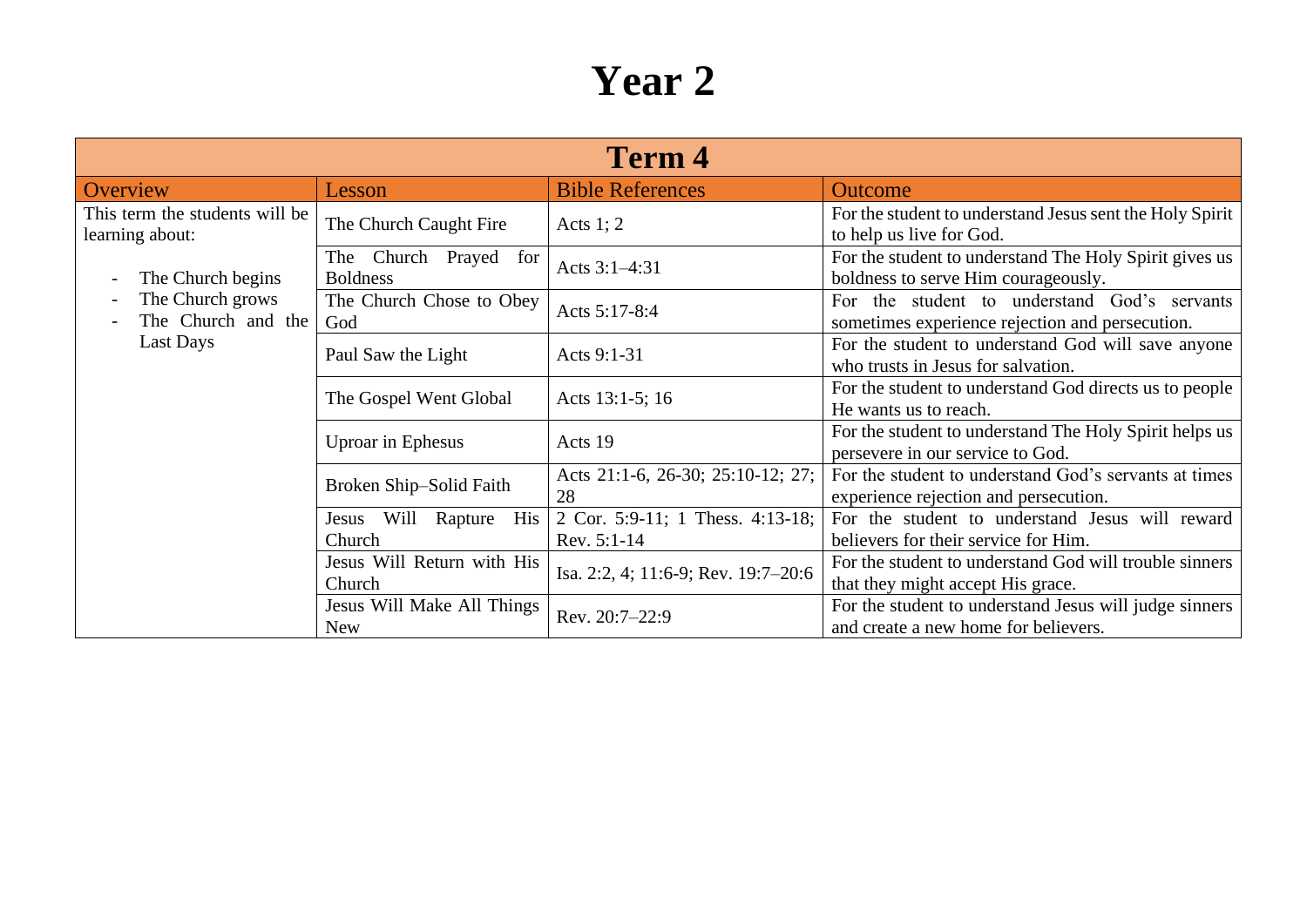# Year 2

| Term 4 | | | |
|---|---|---|---|
| **Overview** | **Lesson** | **Bible References** | **Outcome** |
| This term the students will be learning about:<br><br>- The Church begins<br>- The Church grows<br>- The Church and the Last Days | The Church Caught Fire | Acts 1; 2 | For the student to understand Jesus sent the Holy Spirit to help us live for God. |
| | The Church Prayed for Boldness | Acts 3:1–4:31 | For the student to understand The Holy Spirit gives us boldness to serve Him courageously. |
| | The Church Chose to Obey God | Acts 5:17-8:4 | For the student to understand God's servants sometimes experience rejection and persecution. |
| | Paul Saw the Light | Acts 9:1-31 | For the student to understand God will save anyone who trusts in Jesus for salvation. |
| | The Gospel Went Global | Acts 13:1-5; 16 | For the student to understand God directs us to people He wants us to reach. |
| | Uproar in Ephesus | Acts 19 | For the student to understand The Holy Spirit helps us persevere in our service to God. |
| | Broken Ship–Solid Faith | Acts 21:1-6, 26-30; 25:10-12; 27; 28 | For the student to understand God's servants at times experience rejection and persecution. |
| | Jesus Will Rapture His Church | 2 Cor. 5:9-11; 1 Thess. 4:13-18; Rev. 5:1-14 | For the student to understand Jesus will reward believers for their service for Him. |
| | Jesus Will Return with His Church | Isa. 2:2, 4; 11:6-9; Rev. 19:7–20:6 | For the student to understand God will trouble sinners that they might accept His grace. |
| | Jesus Will Make All Things New | Rev. 20:7–22:9 | For the student to understand Jesus will judge sinners and create a new home for believers. |